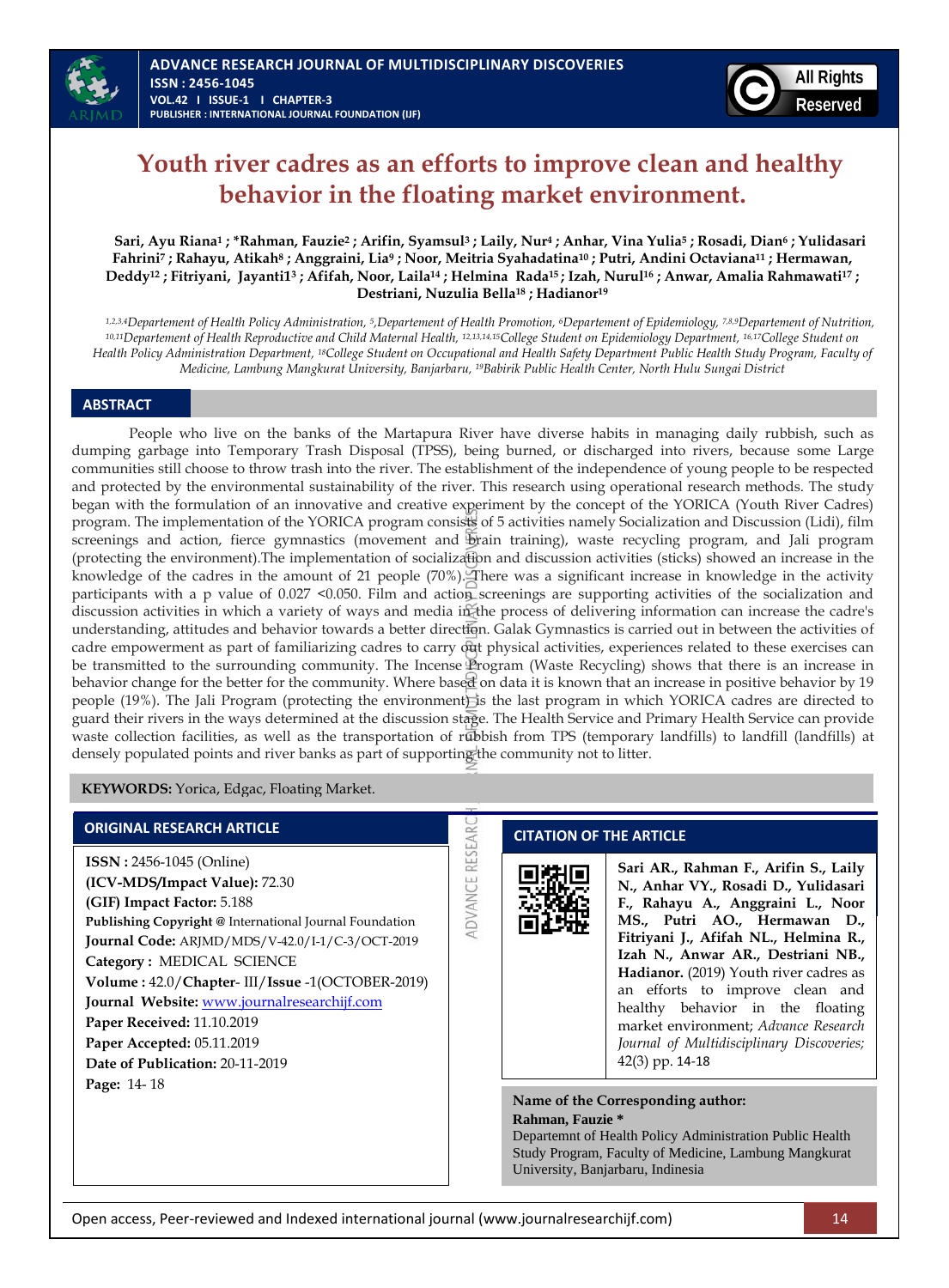# Youth river cadres as an efforts to improve clean and healthy behavior in the floating market environment.

**Sari, Ayu Riana[1] ; *Rahman, Fauzie[2] ; Arifin, Syamsul[3] ; Laily, Nur[4] ; Anhar, Vina Yulia[5] ; Rosadi, Dian[6] ; Yulidasari Fahrini[7] ; Rahayu, Atikah[8] ; Anggraini, Lia[9] ; Noor, Meitria Syahadatina[10] ; Putri, Andini Octaviana[11] ; Hermawan, Deddy[12] ; Fitriyani, Jayanti1[3] ; Afifah, Noor, Laila[14] ; Helmina Rada[15] ; Izah, Nurul[16] ; Anwar, Amalia Rahmawati[17] ; Destriani, Nuzulia Bella[18] ; Hadianor[19]**

*[1,2,3,4]Departement of Health Policy Administration, [5],Departement of Health Promotion, [6]Departement of Epidemiology, [7,8,9]Departement of Nutrition, [10,11]Departement of Health Reproductive and Child Maternal Health, [12,13,14,15]College Student on Epidemiology Department, [16,17]College Student on Health Policy Administration Department, [18]College Student on Occupational and Health Safety Department Public Health Study Program, Faculty of Medicine, Lambung Mangkurat University, Banjarbaru, [19]Babirik Public Health Center, North Hulu Sungai District*

## ABSTRACT

People who live on the banks of the Martapura River have diverse habits in managing daily rubbish, such as dumping garbage into Temporary Trash Disposal (TPSS), being burned, or discharged into rivers, because some Large communities still choose to throw trash into the river. The establishment of the independence of young people to be respected and protected by the environmental sustainability of the river. This research using operational research methods. The study began with the formulation of an innovative and creative experiment by the concept of the YORICA (Youth River Cadres) program. The implementation of the YORICA program consists of 5 activities namely Socialization and Discussion (Lidi), film screenings and action, fierce gymnastics (movement and brain training), waste recycling program, and Jali program (protecting the environment).The implementation of socialization and discussion activities (sticks) showed an increase in the knowledge of the cadres in the amount of 21 people (70%). There was a significant increase in knowledge in the activity participants with a p value of 0.027 <0.050. Film and action screenings are supporting activities of the socialization and discussion activities in which a variety of ways and media in the process of delivering information can increase the cadre's understanding, attitudes and behavior towards a better direction. Galak Gymnastics is carried out in between the activities of cadre empowerment as part of familiarizing cadres to carry out physical activities, experiences related to these exercises can be transmitted to the surrounding community. The Incense Program (Waste Recycling) shows that there is an increase in behavior change for the better for the community. Where based on data it is known that an increase in positive behavior by 19 people (19%). The Jali Program (protecting the environment) is the last program in which YORICA cadres are directed to guard their rivers in the ways determined at the discussion stage. The Health Service and Primary Health Service can provide waste collection facilities, as well as the transportation of rubbish from TPS (temporary landfills) to landfill (landfills) at densely populated points and river banks as part of supporting the community not to litter.

**KEYWORDS:** Yorica, Edgac, Floating Market.

## ORIGINAL RESEARCH ARTICLE

**ISSN :** 2456-1045 (Online)
**(ICV-MDS/Impact Value):** 72.30
**(GIF) Impact Factor:** 5.188
**Publishing Copyright @** International Journal Foundation
**Journal Code:** ARJMD/MDS/V-42.0/I-1/C-3/OCT-2019
**Category :** MEDICAL SCIENCE
**Volume :** 42.0/**Chapter**- III/**Issue** -1(OCTOBER-2019)
**Journal Website:** www.journalresearchijf.com
**Paper Received:** 11.10.2019
**Paper Accepted:** 05.11.2019
**Date of Publication:** 20-11-2019
**Page:** 14- 18

## CITATION OF THE ARTICLE

**Sari AR., Rahman F., Arifin S., Laily N., Anhar VY., Rosadi D., Yulidasari F., Rahayu A., Anggraini L., Noor MS., Putri AO., Hermawan D., Fitriyani J., Afifah NL., Helmina R., Izah N., Anwar AR., Destriani NB., Hadianor.** (2019) Youth river cadres as an efforts to improve clean and healthy behavior in the floating market environment; *Advance Research Journal of Multidisciplinary Discoveries;* 42(3) pp. 14-18

**Name of the Corresponding author:**
**Rahman, Fauzie ***
Departemnt of Health Policy Administration Public Health Study Program, Faculty of Medicine, Lambung Mangkurat University, Banjarbaru, Indinesia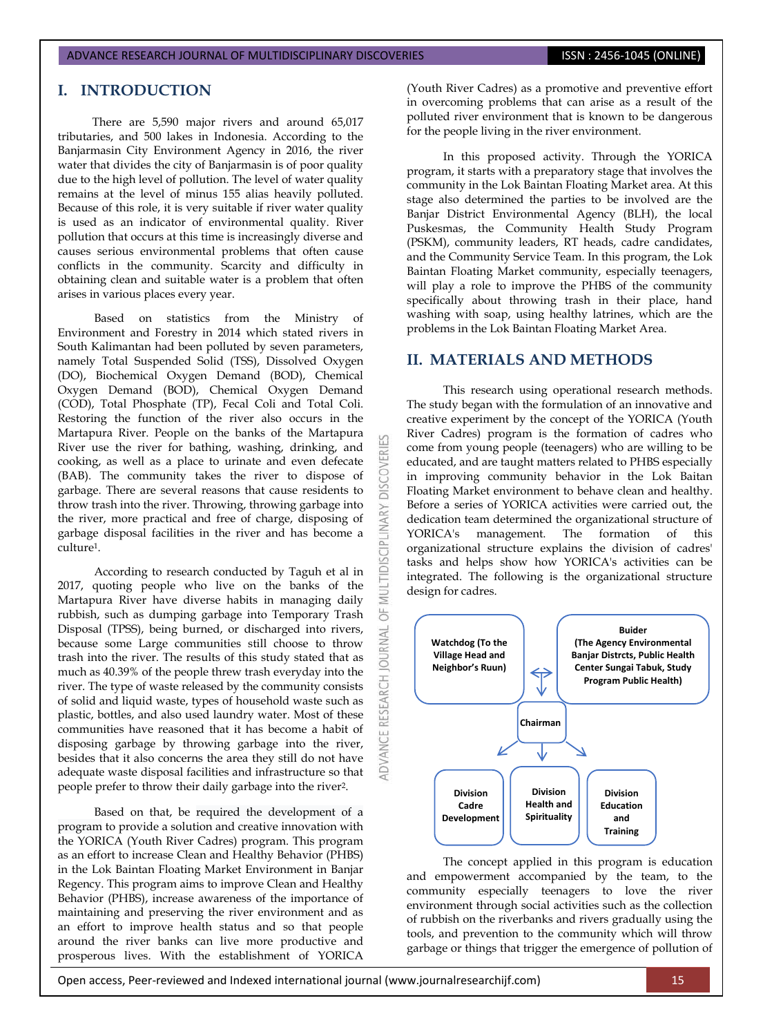# I. INTRODUCTION

There are 5,590 major rivers and around 65,017 tributaries, and 500 lakes in Indonesia. According to the Banjarmasin City Environment Agency in 2016, the river water that divides the city of Banjarmasin is of poor quality due to the high level of pollution. The level of water quality remains at the level of minus 155 alias heavily polluted. Because of this role, it is very suitable if river water quality is used as an indicator of environmental quality. River pollution that occurs at this time is increasingly diverse and causes serious environmental problems that often cause conflicts in the community. Scarcity and difficulty in obtaining clean and suitable water is a problem that often arises in various places every year.

Based on statistics from the Ministry of Environment and Forestry in 2014 which stated rivers in South Kalimantan had been polluted by seven parameters, namely Total Suspended Solid (TSS), Dissolved Oxygen (DO), Biochemical Oxygen Demand (BOD), Chemical Oxygen Demand (BOD), Chemical Oxygen Demand (COD), Total Phosphate (TP), Fecal Coli and Total Coli. Restoring the function of the river also occurs in the Martapura River. People on the banks of the Martapura River use the river for bathing, washing, drinking, and cooking, as well as a place to urinate and even defecate (BAB). The community takes the river to dispose of garbage. There are several reasons that cause residents to throw trash into the river. Throwing, throwing garbage into the river, more practical and free of charge, disposing of garbage disposal facilities in the river and has become a culture[1].

According to research conducted by Taguh et al in 2017, quoting people who live on the banks of the Martapura River have diverse habits in managing daily rubbish, such as dumping garbage into Temporary Trash Disposal (TPSS), being burned, or discharged into rivers, because some Large communities still choose to throw trash into the river. The results of this study stated that as much as 40.39% of the people threw trash everyday into the river. The type of waste released by the community consists of solid and liquid waste, types of household waste such as plastic, bottles, and also used laundry water. Most of these communities have reasoned that it has become a habit of disposing garbage by throwing garbage into the river, besides that it also concerns the area they still do not have adequate waste disposal facilities and infrastructure so that people prefer to throw their daily garbage into the river[2].

Based on that, be required the development of a program to provide a solution and creative innovation with the YORICA (Youth River Cadres) program. This program as an effort to increase Clean and Healthy Behavior (PHBS) in the Lok Baintan Floating Market Environment in Banjar Regency. This program aims to improve Clean and Healthy Behavior (PHBS), increase awareness of the importance of maintaining and preserving the river environment and as an effort to improve health status and so that people around the river banks can live more productive and prosperous lives. With the establishment of YORICA (Youth River Cadres) as a promotive and preventive effort in overcoming problems that can arise as a result of the polluted river environment that is known to be dangerous for the people living in the river environment.

In this proposed activity. Through the YORICA program, it starts with a preparatory stage that involves the community in the Lok Baintan Floating Market area. At this stage also determined the parties to be involved are the Banjar District Environmental Agency (BLH), the local Puskesmas, the Community Health Study Program (PSKM), community leaders, RT heads, cadre candidates, and the Community Service Team. In this program, the Lok Baintan Floating Market community, especially teenagers, will play a role to improve the PHBS of the community specifically about throwing trash in their place, hand washing with soap, using healthy latrines, which are the problems in the Lok Baintan Floating Market Area.

# II. MATERIALS AND METHODS

This research using operational research methods. The study began with the formulation of an innovative and creative experiment by the concept of the YORICA (Youth River Cadres) program is the formation of cadres who come from young people (teenagers) who are willing to be educated, and are taught matters related to PHBS especially in improving community behavior in the Lok Baitan Floating Market environment to behave clean and healthy. Before a series of YORICA activities were carried out, the dedication team determined the organizational structure of YORICA's management. The formation of this organizational structure explains the division of cadres' tasks and helps show how YORICA's activities can be integrated. The following is the organizational structure design for cadres.

- Watchdog (To the Village Head and Neighbor's Ruun)
- Buider (The Agency Environmental Banjar Distrcts, Public Health Center Sungai Tabuk, Study Program Public Health)
- Chairman
  - Division Cadre Development
  - Division Health and Spirituality
  - Division Education and Training

The concept applied in this program is education and empowerment accompanied by the team, to the community especially teenagers to love the river environment through social activities such as the collection of rubbish on the riverbanks and rivers gradually using the tools, and prevention to the community which will throw garbage or things that trigger the emergence of pollution of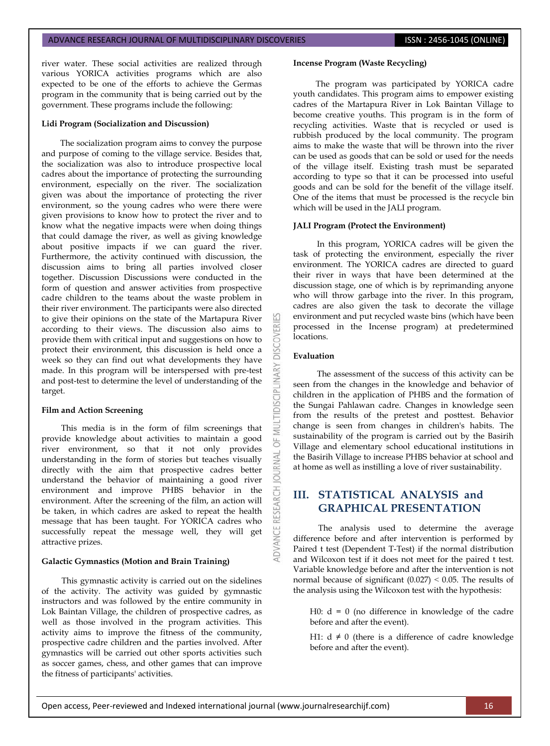river water. These social activities are realized through various YORICA activities programs which are also expected to be one of the efforts to achieve the Germas program in the community that is being carried out by the government. These programs include the following:

**Lidi Program (Socialization and Discussion)**

The socialization program aims to convey the purpose and purpose of coming to the village service. Besides that, the socialization was also to introduce prospective local cadres about the importance of protecting the surrounding environment, especially on the river. The socialization given was about the importance of protecting the river environment, so the young cadres who were there were given provisions to know how to protect the river and to know what the negative impacts were when doing things that could damage the river, as well as giving knowledge about positive impacts if we can guard the river. Furthermore, the activity continued with discussion, the discussion aims to bring all parties involved closer together. Discussion Discussions were conducted in the form of question and answer activities from prospective cadre children to the teams about the waste problem in their river environment. The participants were also directed to give their opinions on the state of the Martapura River according to their views. The discussion also aims to provide them with critical input and suggestions on how to protect their environment, this discussion is held once a week so they can find out what developments they have made. In this program will be interspersed with pre-test and post-test to determine the level of understanding of the target.

**Film and Action Screening**

This media is in the form of film screenings that provide knowledge about activities to maintain a good river environment, so that it not only provides understanding in the form of stories but teaches visually directly with the aim that prospective cadres better understand the behavior of maintaining a good river environment and improve PHBS behavior in the environment. After the screening of the film, an action will be taken, in which cadres are asked to repeat the health message that has been taught. For YORICA cadres who successfully repeat the message well, they will get attractive prizes.

**Galactic Gymnastics (Motion and Brain Training)**

This gymnastic activity is carried out on the sidelines of the activity. The activity was guided by gymnastic instructors and was followed by the entire community in Lok Baintan Village, the children of prospective cadres, as well as those involved in the program activities. This activity aims to improve the fitness of the community, prospective cadre children and the parties involved. After gymnastics will be carried out other sports activities such as soccer games, chess, and other games that can improve the fitness of participants' activities.

**Incense Program (Waste Recycling)**

The program was participated by YORICA cadre youth candidates. This program aims to empower existing cadres of the Martapura River in Lok Baintan Village to become creative youths. This program is in the form of recycling activities. Waste that is recycled or used is rubbish produced by the local community. The program aims to make the waste that will be thrown into the river can be used as goods that can be sold or used for the needs of the village itself. Existing trash must be separated according to type so that it can be processed into useful goods and can be sold for the benefit of the village itself. One of the items that must be processed is the recycle bin which will be used in the JALI program.

**JALI Program (Protect the Environment)**

In this program, YORICA cadres will be given the task of protecting the environment, especially the river environment. The YORICA cadres are directed to guard their river in ways that have been determined at the discussion stage, one of which is by reprimanding anyone who will throw garbage into the river. In this program, cadres are also given the task to decorate the village environment and put recycled waste bins (which have been processed in the Incense program) at predetermined locations.

**Evaluation**

The assessment of the success of this activity can be seen from the changes in the knowledge and behavior of children in the application of PHBS and the formation of the Sungai Pahlawan cadre. Changes in knowledge seen from the results of the pretest and posttest. Behavior change is seen from changes in children's habits. The sustainability of the program is carried out by the Basirih Village and elementary school educational institutions in the Basirih Village to increase PHBS behavior at school and at home as well as instilling a love of river sustainability.

## III. STATISTICAL ANALYSIS and GRAPHICAL PRESENTATION

The analysis used to determine the average difference before and after intervention is performed by Paired t test (Dependent T-Test) if the normal distribution and Wilcoxon test if it does not meet for the paired t test. Variable knowledge before and after the intervention is not normal because of significant (0.027) < 0.05. The results of the analysis using the Wilcoxon test with the hypothesis:

H0: $d = 0$ (no difference in knowledge of the cadre before and after the event).

H1: $d \neq 0$ (there is a difference of cadre knowledge before and after the event).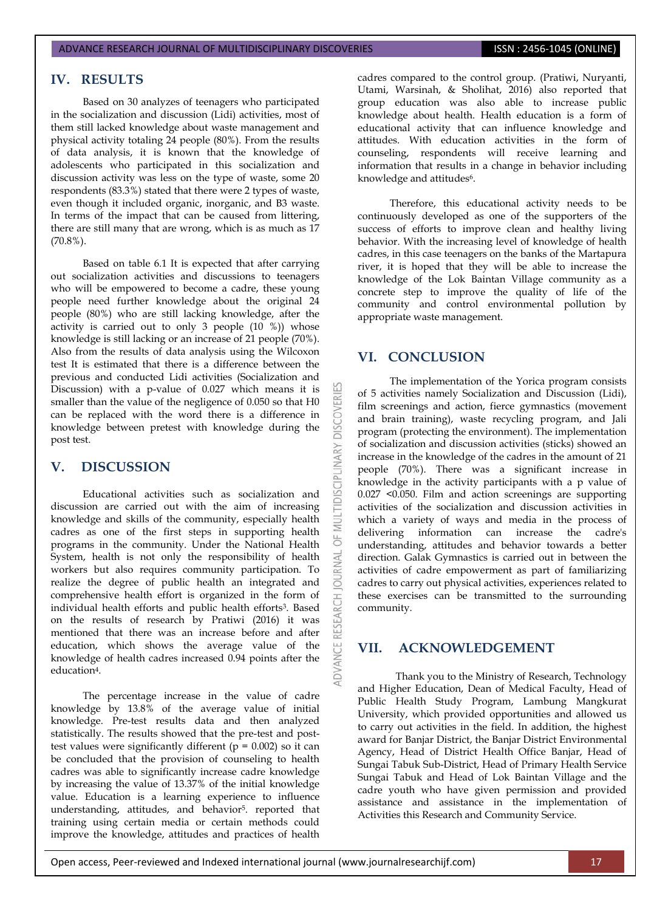## IV. RESULTS

Based on 30 analyzes of teenagers who participated in the socialization and discussion (Lidi) activities, most of them still lacked knowledge about waste management and physical activity totaling 24 people (80%). From the results of data analysis, it is known that the knowledge of adolescents who participated in this socialization and discussion activity was less on the type of waste, some 20 respondents (83.3%) stated that there were 2 types of waste, even though it included organic, inorganic, and B3 waste. In terms of the impact that can be caused from littering, there are still many that are wrong, which is as much as 17 (70.8%).

Based on table 6.1 It is expected that after carrying out socialization activities and discussions to teenagers who will be empowered to become a cadre, these young people need further knowledge about the original 24 people (80%) who are still lacking knowledge, after the activity is carried out to only 3 people (10 %)) whose knowledge is still lacking or an increase of 21 people (70%). Also from the results of data analysis using the Wilcoxon test It is estimated that there is a difference between the previous and conducted Lidi activities (Socialization and Discussion) with a p-value of 0.027 which means it is smaller than the value of the negligence of 0.050 so that H0 can be replaced with the word there is a difference in knowledge between pretest with knowledge during the post test.

## V. DISCUSSION

Educational activities such as socialization and discussion are carried out with the aim of increasing knowledge and skills of the community, especially health cadres as one of the first steps in supporting health programs in the community. Under the National Health System, health is not only the responsibility of health workers but also requires community participation. To realize the degree of public health an integrated and comprehensive health effort is organized in the form of individual health efforts and public health efforts[3]. Based on the results of research by Pratiwi (2016) it was mentioned that there was an increase before and after education, which shows the average value of the knowledge of health cadres increased 0.94 points after the education[4].

The percentage increase in the value of cadre knowledge by 13.8% of the average value of initial knowledge. Pre-test results data and then analyzed statistically. The results showed that the pre-test and post-test values were significantly different (p = 0.002) so it can be concluded that the provision of counseling to health cadres was able to significantly increase cadre knowledge by increasing the value of 13.37% of the initial knowledge value. Education is a learning experience to influence understanding, attitudes, and behavior[5]. reported that training using certain media or certain methods could improve the knowledge, attitudes and practices of health cadres compared to the control group. (Pratiwi, Nuryanti, Utami, Warsinah, & Sholihat, 2016) also reported that group education was also able to increase public knowledge about health. Health education is a form of educational activity that can influence knowledge and attitudes. With education activities in the form of counseling, respondents will receive learning and information that results in a change in behavior including knowledge and attitudes[6].

Therefore, this educational activity needs to be continuously developed as one of the supporters of the success of efforts to improve clean and healthy living behavior. With the increasing level of knowledge of health cadres, in this case teenagers on the banks of the Martapura river, it is hoped that they will be able to increase the knowledge of the Lok Baintan Village community as a concrete step to improve the quality of life of the community and control environmental pollution by appropriate waste management.

## VI. CONCLUSION

The implementation of the Yorica program consists of 5 activities namely Socialization and Discussion (Lidi), film screenings and action, fierce gymnastics (movement and brain training), waste recycling program, and Jali program (protecting the environment). The implementation of socialization and discussion activities (sticks) showed an increase in the knowledge of the cadres in the amount of 21 people (70%). There was a significant increase in knowledge in the activity participants with a p value of 0.027 <0.050. Film and action screenings are supporting activities of the socialization and discussion activities in which a variety of ways and media in the process of delivering information can increase the cadre's understanding, attitudes and behavior towards a better direction. Galak Gymnastics is carried out in between the activities of cadre empowerment as part of familiarizing cadres to carry out physical activities, experiences related to these exercises can be transmitted to the surrounding community.

## VII. ACKNOWLEDGEMENT

Thank you to the Ministry of Research, Technology and Higher Education, Dean of Medical Faculty, Head of Public Health Study Program, Lambung Mangkurat University, which provided opportunities and allowed us to carry out activities in the field. In addition, the highest award for Banjar District, the Banjar District Environmental Agency, Head of District Health Office Banjar, Head of Sungai Tabuk Sub-District, Head of Primary Health Service Sungai Tabuk and Head of Lok Baintan Village and the cadre youth who have given permission and provided assistance and assistance in the implementation of Activities this Research and Community Service.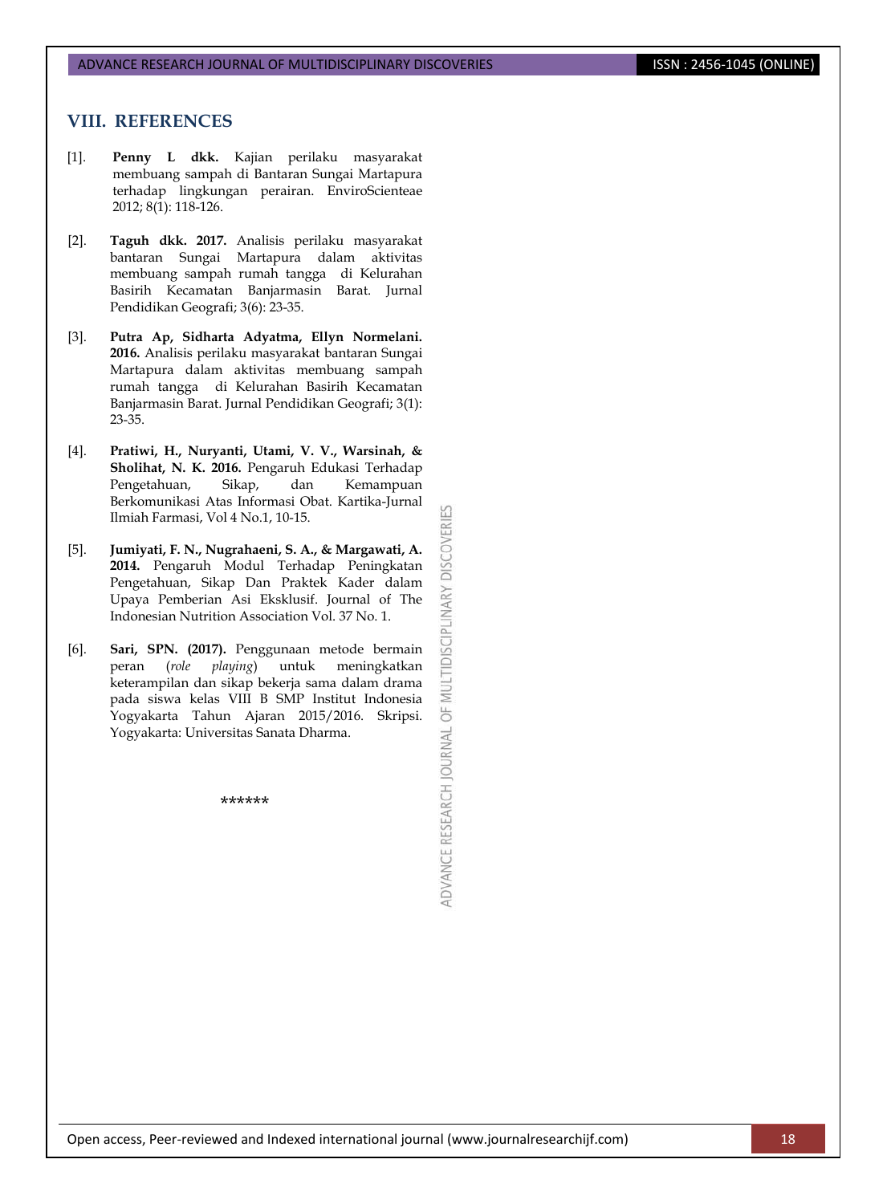## VIII. REFERENCES

[1]. **Penny L dkk.** Kajian perilaku masyarakat membuang sampah di Bantaran Sungai Martapura terhadap lingkungan perairan. EnviroScienteae 2012; 8(1): 118-126.

[2]. **Taguh dkk. 2017.** Analisis perilaku masyarakat bantaran Sungai Martapura dalam aktivitas membuang sampah rumah tangga di Kelurahan Basirih Kecamatan Banjarmasin Barat. Jurnal Pendidikan Geografi; 3(6): 23-35.

[3]. **Putra Ap, Sidharta Adyatma, Ellyn Normelani. 2016.** Analisis perilaku masyarakat bantaran Sungai Martapura dalam aktivitas membuang sampah rumah tangga di Kelurahan Basirih Kecamatan Banjarmasin Barat. Jurnal Pendidikan Geografi; 3(1): 23-35.

[4]. **Pratiwi, H., Nuryanti, Utami, V. V., Warsinah, & Sholihat, N. K. 2016.** Pengaruh Edukasi Terhadap Pengetahuan, Sikap, dan Kemampuan Berkomunikasi Atas Informasi Obat. Kartika-Jurnal Ilmiah Farmasi, Vol 4 No.1, 10-15.

[5]. **Jumiyati, F. N., Nugrahaeni, S. A., & Margawati, A. 2014.** Pengaruh Modul Terhadap Peningkatan Pengetahuan, Sikap Dan Praktek Kader dalam Upaya Pemberian Asi Eksklusif. Journal of The Indonesian Nutrition Association Vol. 37 No. 1.

[6]. **Sari, SPN. (2017).** Penggunaan metode bermain peran (*role playing*) untuk meningkatkan keterampilan dan sikap bekerja sama dalam drama pada siswa kelas VIII B SMP Institut Indonesia Yogyakarta Tahun Ajaran 2015/2016. Skripsi. Yogyakarta: Universitas Sanata Dharma.

******